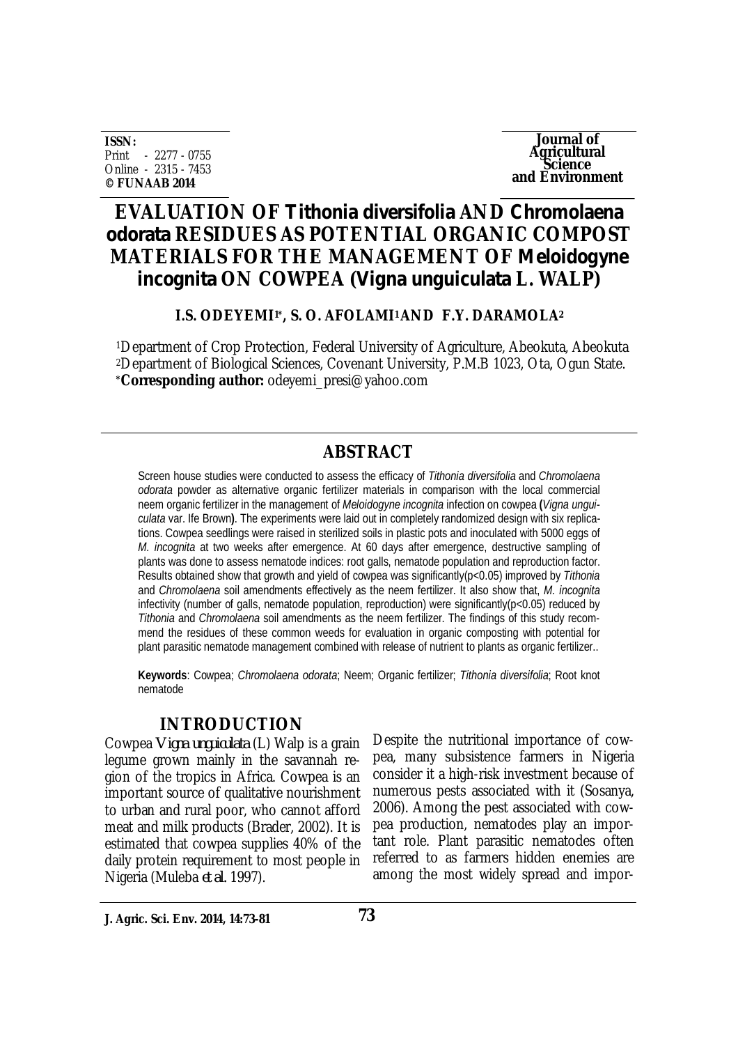ISSN:
Print - 2277 - 0755
Online - 2315 - 7453
© FUNAAB 2014

Journal of Agricultural Science and Environment

# EVALUATION OF *Tithonia diversifolia* AND *Chromolaena odorata* RESIDUES AS POTENTIAL ORGANIC COMPOST MATERIALS FOR THE MANAGEMENT OF *Meloidogyne incognita* ON COWPEA (*Vigna unguiculata* L. WALP)

**I.S. ODEYEMI[1*], S. O. AFOLAMI[1] AND F.Y. DARAMOLA[2]**

[1]Department of Crop Protection, Federal University of Agriculture, Abeokuta, Abeokuta
[2]Department of Biological Sciences, Covenant University, P.M.B 1023, Ota, Ogun State.
*Corresponding author: odeyemi_presi@yahoo.com

## ABSTRACT

Screen house studies were conducted to assess the efficacy of *Tithonia diversifolia* and *Chromolaena odorata* powder as alternative organic fertilizer materials in comparison with the local commercial neem organic fertilizer in the management of *Meloidogyne incognita* infection on cowpea **(***Vigna unguiculata* var. Ife Brown**)**. The experiments were laid out in completely randomized design with six replications. Cowpea seedlings were raised in sterilized soils in plastic pots and inoculated with 5000 eggs of *M. incognita* at two weeks after emergence. At 60 days after emergence, destructive sampling of plants was done to assess nematode indices: root galls, nematode population and reproduction factor. Results obtained show that growth and yield of cowpea was significantly($p<0.05$) improved by *Tithonia* and *Chromolaena* soil amendments effectively as the neem fertilizer. It also show that, *M. incognita* infectivity (number of galls, nematode population, reproduction) were significantly($p<0.05$) reduced by *Tithonia* and *Chromolaena* soil amendments as the neem fertilizer. The findings of this study recommend the residues of these common weeds for evaluation in organic composting with potential for plant parasitic nematode management combined with release of nutrient to plants as organic fertilizer..

**Keywords**: Cowpea; *Chromolaena odorata*; Neem; Organic fertilizer; *Tithonia diversifolia*; Root knot nematode

## INTRODUCTION

Cowpea *Vigna unguiculata* (L) Walp is a grain legume grown mainly in the savannah region of the tropics in Africa. Cowpea is an important source of qualitative nourishment to urban and rural poor, who cannot afford meat and milk products (Brader, 2002). It is estimated that cowpea supplies 40% of the daily protein requirement to most people in Nigeria (Muleba *et al*. 1997).

Despite the nutritional importance of cowpea, many subsistence farmers in Nigeria consider it a high-risk investment because of numerous pests associated with it (Sosanya, 2006). Among the pest associated with cowpea production, nematodes play an important role. Plant parasitic nematodes often referred to as farmers hidden enemies are among the most widely spread and impor-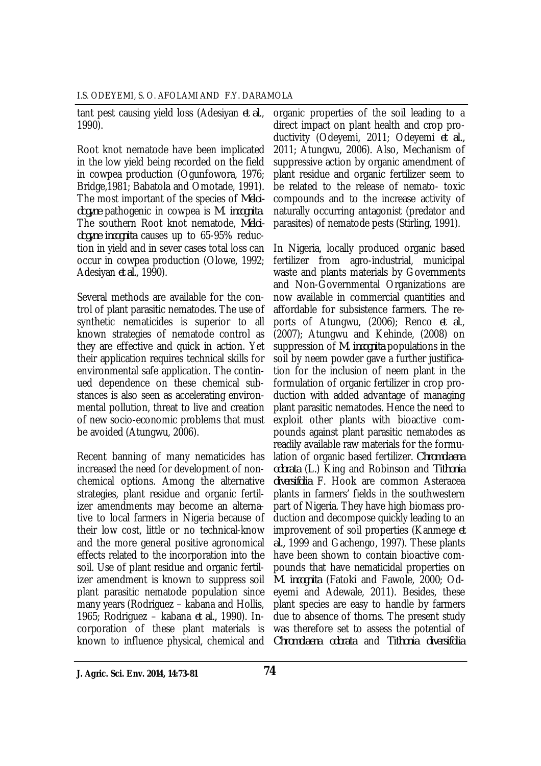tant pest causing yield loss (Adesiyan *et al.*, 1990).

Root knot nematode have been implicated in the low yield being recorded on the field in cowpea production (Ogunfowora, 1976; Bridge,1981; Babatola and Omotade, 1991). The most important of the species of *Meloidogyne* pathogenic in cowpea is *M. incognita*. The southern Root knot nematode, *Meloidogyne incognita* causes up to 65-95% reduction in yield and in sever cases total loss can occur in cowpea production (Olowe, 1992; Adesiyan *et al.*, 1990).

Several methods are available for the control of plant parasitic nematodes. The use of synthetic nematicides is superior to all known strategies of nematode control as they are effective and quick in action. Yet their application requires technical skills for environmental safe application. The continued dependence on these chemical substances is also seen as accelerating environmental pollution, threat to live and creation of new socio-economic problems that must be avoided (Atungwu, 2006).

Recent banning of many nematicides has increased the need for development of non-chemical options. Among the alternative strategies, plant residue and organic fertilizer amendments may become an alternative to local farmers in Nigeria because of their low cost, little or no technical-know and the more general positive agronomical effects related to the incorporation into the soil. Use of plant residue and organic fertilizer amendment is known to suppress soil plant parasitic nematode population since many years (Rodriguez – kabana and Hollis, 1965; Rodriguez – kabana *et al.*, 1990). Incorporation of these plant materials is known to influence physical, chemical and organic properties of the soil leading to a direct impact on plant health and crop productivity (Odeyemi, 2011; Odeyemi *et al.*, 2011; Atungwu, 2006). Also, Mechanism of suppressive action by organic amendment of plant residue and organic fertilizer seem to be related to the release of nemato- toxic compounds and to the increase activity of naturally occurring antagonist (predator and parasites) of nematode pests (Stirling, 1991).

In Nigeria, locally produced organic based fertilizer from agro-industrial, municipal waste and plants materials by Governments and Non-Governmental Organizations are now available in commercial quantities and affordable for subsistence farmers. The reports of Atungwu, (2006); Renco *et al.*, (2007); Atungwu and Kehinde, (2008) on suppression of *M. incognita* populations in the soil by neem powder gave a further justification for the inclusion of neem plant in the formulation of organic fertilizer in crop production with added advantage of managing plant parasitic nematodes. Hence the need to exploit other plants with bioactive compounds against plant parasitic nematodes as readily available raw materials for the formulation of organic based fertilizer. *Chromolaena odorata* (L.) King and Robinson and *Tithonia diversifolia* F. Hook are common Asteracea plants in farmers' fields in the southwestern part of Nigeria. They have high biomass production and decompose quickly leading to an improvement of soil properties (Kanmege *et al.*, 1999 and Gachengo, 1997). These plants have been shown to contain bioactive compounds that have nematicidal properties on *M. incognita* (Fatoki and Fawole, 2000; Odeyemi and Adewale, 2011). Besides, these plant species are easy to handle by farmers due to absence of thorns. The present study was therefore set to assess the potential of *Chromolaena odorata* and *Tithonia diversifolia*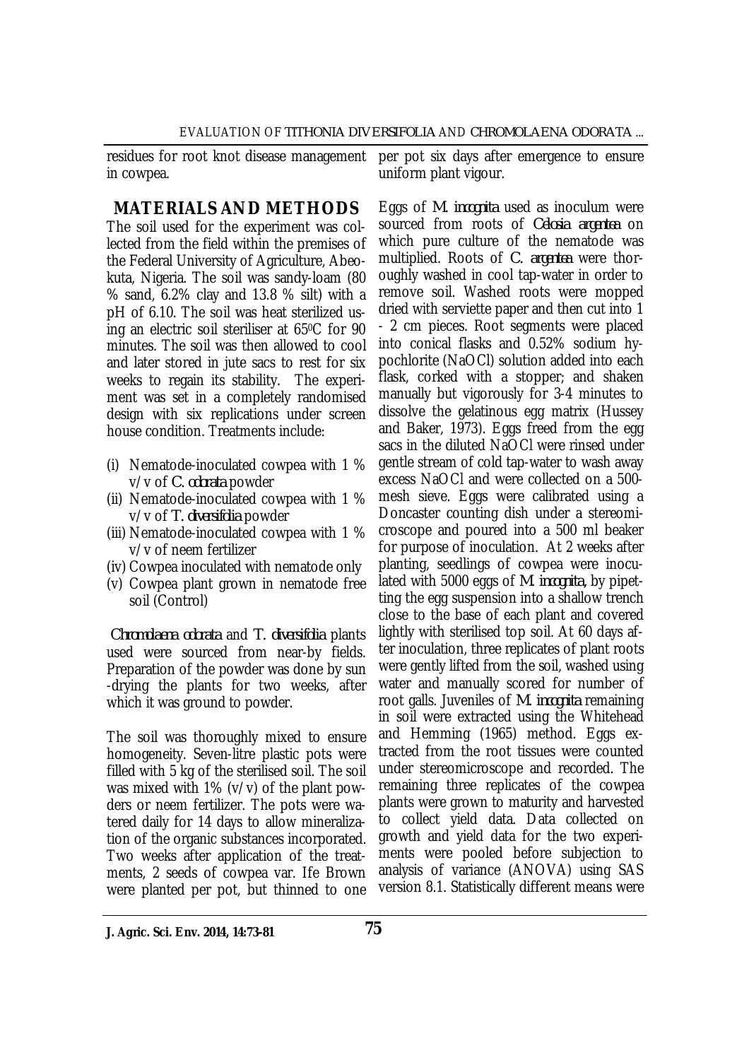residues for root knot disease management in cowpea.

## MATERIALS AND METHODS

The soil used for the experiment was collected from the field within the premises of the Federal University of Agriculture, Abeokuta, Nigeria. The soil was sandy-loam (80 % sand, 6.2% clay and 13.8 % silt) with a pH of 6.10. The soil was heat sterilized using an electric soil steriliser at 65$^0$C for 90 minutes. The soil was then allowed to cool and later stored in jute sacs to rest for six weeks to regain its stability. The experiment was set in a completely randomised design with six replications under screen house condition. Treatments include:

(i) Nematode-inoculated cowpea with 1 % v/v of *C. odorata* powder
(ii) Nematode-inoculated cowpea with 1 % v/v of *T. diversifolia* powder
(iii) Nematode-inoculated cowpea with 1 % v/v of neem fertilizer
(iv) Cowpea inoculated with nematode only
(v) Cowpea plant grown in nematode free soil (Control)

*Chromolaena odorata* and *T. diversifolia* plants used were sourced from near-by fields. Preparation of the powder was done by sun-drying the plants for two weeks, after which it was ground to powder.

The soil was thoroughly mixed to ensure homogeneity. Seven-litre plastic pots were filled with 5 kg of the sterilised soil. The soil was mixed with 1% (v/v) of the plant powders or neem fertilizer. The pots were watered daily for 14 days to allow mineralization of the organic substances incorporated. Two weeks after application of the treatments, 2 seeds of cowpea var. Ife Brown were planted per pot, but thinned to one per pot six days after emergence to ensure uniform plant vigour.

Eggs of *M. incognita* used as inoculum were sourced from roots of *Celosia argentea* on which pure culture of the nematode was multiplied. Roots of *C. argentea* were thoroughly washed in cool tap-water in order to remove soil. Washed roots were mopped dried with serviette paper and then cut into 1 - 2 cm pieces. Root segments were placed into conical flasks and 0.52% sodium hypochlorite (NaOCl) solution added into each flask, corked with a stopper; and shaken manually but vigorously for 3-4 minutes to dissolve the gelatinous egg matrix (Hussey and Baker, 1973). Eggs freed from the egg sacs in the diluted NaOCl were rinsed under gentle stream of cold tap-water to wash away excess NaOCl and were collected on a 500-mesh sieve. Eggs were calibrated using a Doncaster counting dish under a stereomicroscope and poured into a 500 ml beaker for purpose of inoculation. At 2 weeks after planting, seedlings of cowpea were inoculated with 5000 eggs of *M. incognita*, by pipetting the egg suspension into a shallow trench close to the base of each plant and covered lightly with sterilised top soil. At 60 days after inoculation, three replicates of plant roots were gently lifted from the soil, washed using water and manually scored for number of root galls. Juveniles of *M. incognita* remaining in soil were extracted using the Whitehead and Hemming (1965) method. Eggs extracted from the root tissues were counted under stereomicroscope and recorded. The remaining three replicates of the cowpea plants were grown to maturity and harvested to collect yield data. Data collected on growth and yield data for the two experiments were pooled before subjection to analysis of variance (ANOVA) using SAS version 8.1. Statistically different means were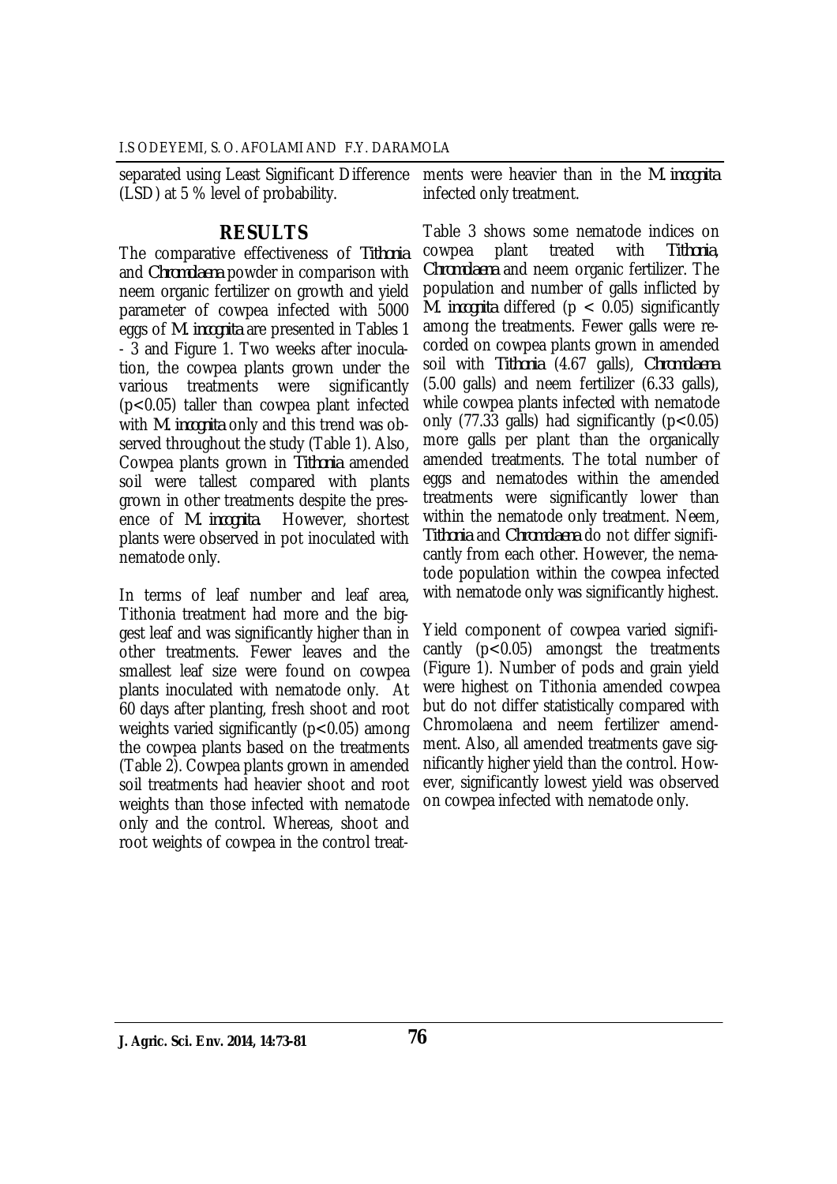separated using Least Significant Difference (LSD) at 5 % level of probability.

## RESULTS

The comparative effectiveness of *Tithonia* and *Chromolaena* powder in comparison with neem organic fertilizer on growth and yield parameter of cowpea infected with 5000 eggs of *M. incognita* are presented in Tables 1 - 3 and Figure 1. Two weeks after inoculation, the cowpea plants grown under the various treatments were significantly ($p<0.05$) taller than cowpea plant infected with *M. incognita* only and this trend was observed throughout the study (Table 1). Also, Cowpea plants grown in *Tithonia* amended soil were tallest compared with plants grown in other treatments despite the presence of *M. incognita*. However, shortest plants were observed in pot inoculated with nematode only.

In terms of leaf number and leaf area, Tithonia treatment had more and the biggest leaf and was significantly higher than in other treatments. Fewer leaves and the smallest leaf size were found on cowpea plants inoculated with nematode only. At 60 days after planting, fresh shoot and root weights varied significantly ($p<0.05$) among the cowpea plants based on the treatments (Table 2). Cowpea plants grown in amended soil treatments had heavier shoot and root weights than those infected with nematode only and the control. Whereas, shoot and root weights of cowpea in the control treatments were heavier than in the *M. incognita* infected only treatment.

Table 3 shows some nematode indices on cowpea plant treated with *Tithonia*, *Chromolaena* and neem organic fertilizer. The population and number of galls inflicted by *M. incognita* differed ($p < 0.05$) significantly among the treatments. Fewer galls were recorded on cowpea plants grown in amended soil with *Tithonia* (4.67 galls), *Chromolaena* (5.00 galls) and neem fertilizer (6.33 galls), while cowpea plants infected with nematode only (77.33 galls) had significantly ($p<0.05$) more galls per plant than the organically amended treatments. The total number of eggs and nematodes within the amended treatments were significantly lower than within the nematode only treatment. Neem, *Tithonia* and *Chromolaena* do not differ significantly from each other. However, the nematode population within the cowpea infected with nematode only was significantly highest.

Yield component of cowpea varied significantly ($p<0.05$) amongst the treatments (Figure 1). Number of pods and grain yield were highest on Tithonia amended cowpea but do not differ statistically compared with Chromolaena and neem fertilizer amendment. Also, all amended treatments gave significantly higher yield than the control. However, significantly lowest yield was observed on cowpea infected with nematode only.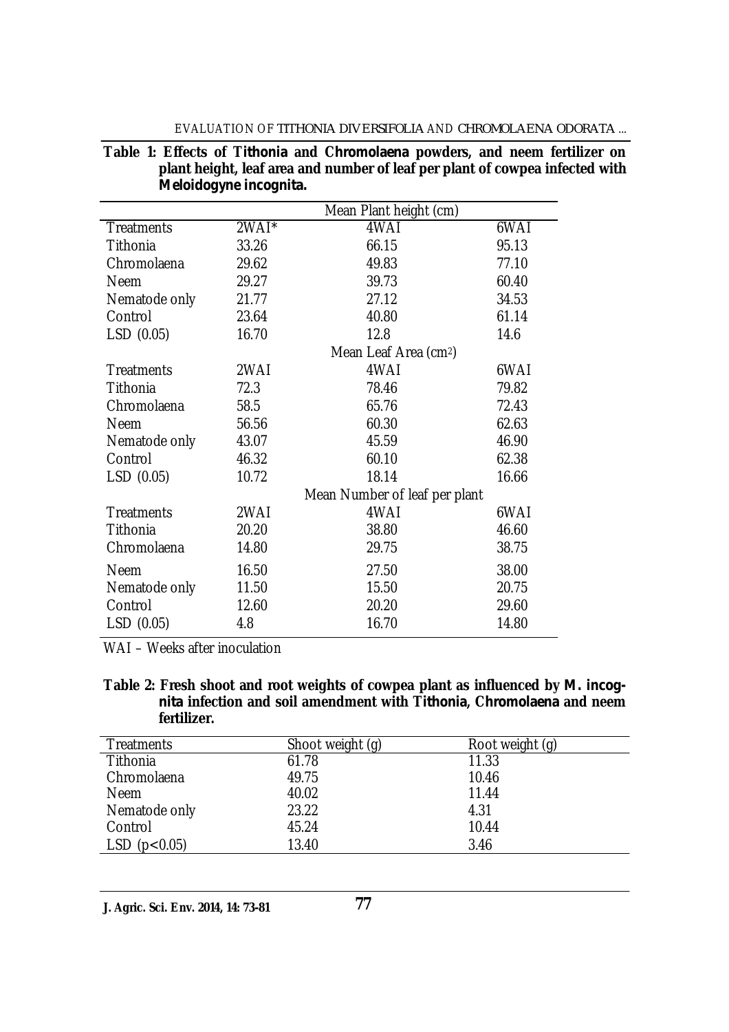**Table 1: Effects of *Tithonia* and *Chromolaena* powders, and neem fertilizer on plant height, leaf area and number of leaf per plant of cowpea infected with *Meloidogyne incognita*.**

| | Mean Plant height (cm) | | |
|---|---|---|---|
| Treatments | 2WAI* | 4WAI | 6WAI |
| Tithonia | 33.26 | 66.15 | 95.13 |
| Chromolaena | 29.62 | 49.83 | 77.10 |
| Neem | 29.27 | 39.73 | 60.40 |
| Nematode only | 21.77 | 27.12 | 34.53 |
| Control | 23.64 | 40.80 | 61.14 |
| LSD (0.05) | 16.70 | 12.8 | 14.6 |
| | Mean Leaf Area ($cm^2$) | | |
| Treatments | 2WAI | 4WAI | 6WAI |
| Tithonia | 72.3 | 78.46 | 79.82 |
| Chromolaena | 58.5 | 65.76 | 72.43 |
| Neem | 56.56 | 60.30 | 62.63 |
| Nematode only | 43.07 | 45.59 | 46.90 |
| Control | 46.32 | 60.10 | 62.38 |
| LSD (0.05) | 10.72 | 18.14 | 16.66 |
| | Mean Number of leaf per plant | | |
| Treatments | 2WAI | 4WAI | 6WAI |
| Tithonia | 20.20 | 38.80 | 46.60 |
| Chromolaena | 14.80 | 29.75 | 38.75 |
| Neem | 16.50 | 27.50 | 38.00 |
| Nematode only | 11.50 | 15.50 | 20.75 |
| Control | 12.60 | 20.20 | 29.60 |
| LSD (0.05) | 4.8 | 16.70 | 14.80 |

WAI – Weeks after inoculation

**Table 2: Fresh shoot and root weights of cowpea plant as influenced by *M. incognita* infection and soil amendment with *Tithonia*, *Chromolaena* and neem fertilizer.**

| Treatments | Shoot weight (g) | Root weight (g) |
|---|---|---|
| Tithonia | 61.78 | 11.33 |
| Chromolaena | 49.75 | 10.46 |
| Neem | 40.02 | 11.44 |
| Nematode only | 23.22 | 4.31 |
| Control | 45.24 | 10.44 |
| LSD ($p<0.05$) | 13.40 | 3.46 |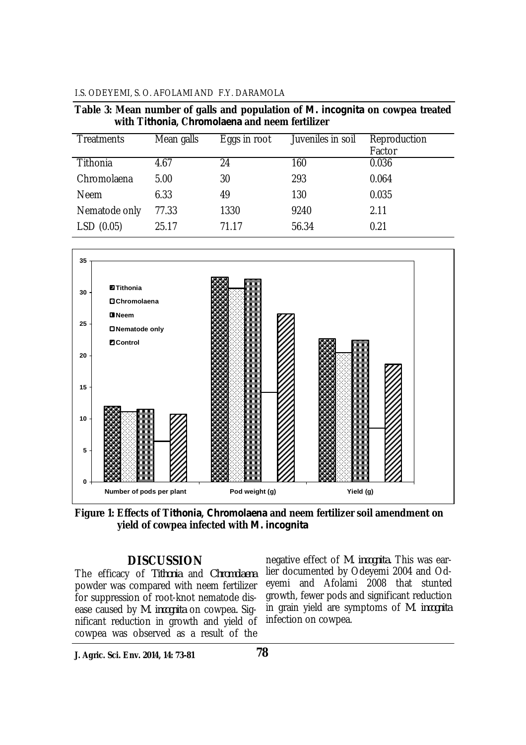**Table 3: Mean number of galls and population of *M. incognita* on cowpea treated with *Tithonia*, *Chromolaena* and neem fertilizer**

| Treatments | Mean galls | Eggs in root | Juveniles in soil | Reproduction Factor |
|---|---|---|---|---|
| Tithonia | 4.67 | 24 | 160 | 0.036 |
| Chromolaena | 5.00 | 30 | 293 | 0.064 |
| Neem | 6.33 | 49 | 130 | 0.035 |
| Nematode only | 77.33 | 1330 | 9240 | 2.11 |
| LSD (0.05) | 25.17 | 71.17 | 56.34 | 0.21 |

**Figure 1: Effects of *Tithonia*, *Chromolaena* and neem fertilizer soil amendment on yield of cowpea infected with *M. incognita***

## DISCUSSION

The efficacy of *Tithonia* and *Chromolaena* powder was compared with neem fertilizer for suppression of root-knot nematode disease caused by *M. incognita* on cowpea. Significant reduction in growth and yield of cowpea was observed as a result of the negative effect of *M. incognita*. This was earlier documented by Odeyemi 2004 and Odeyemi and Afolami 2008 that stunted growth, fewer pods and significant reduction in grain yield are symptoms of *M. incognita* infection on cowpea.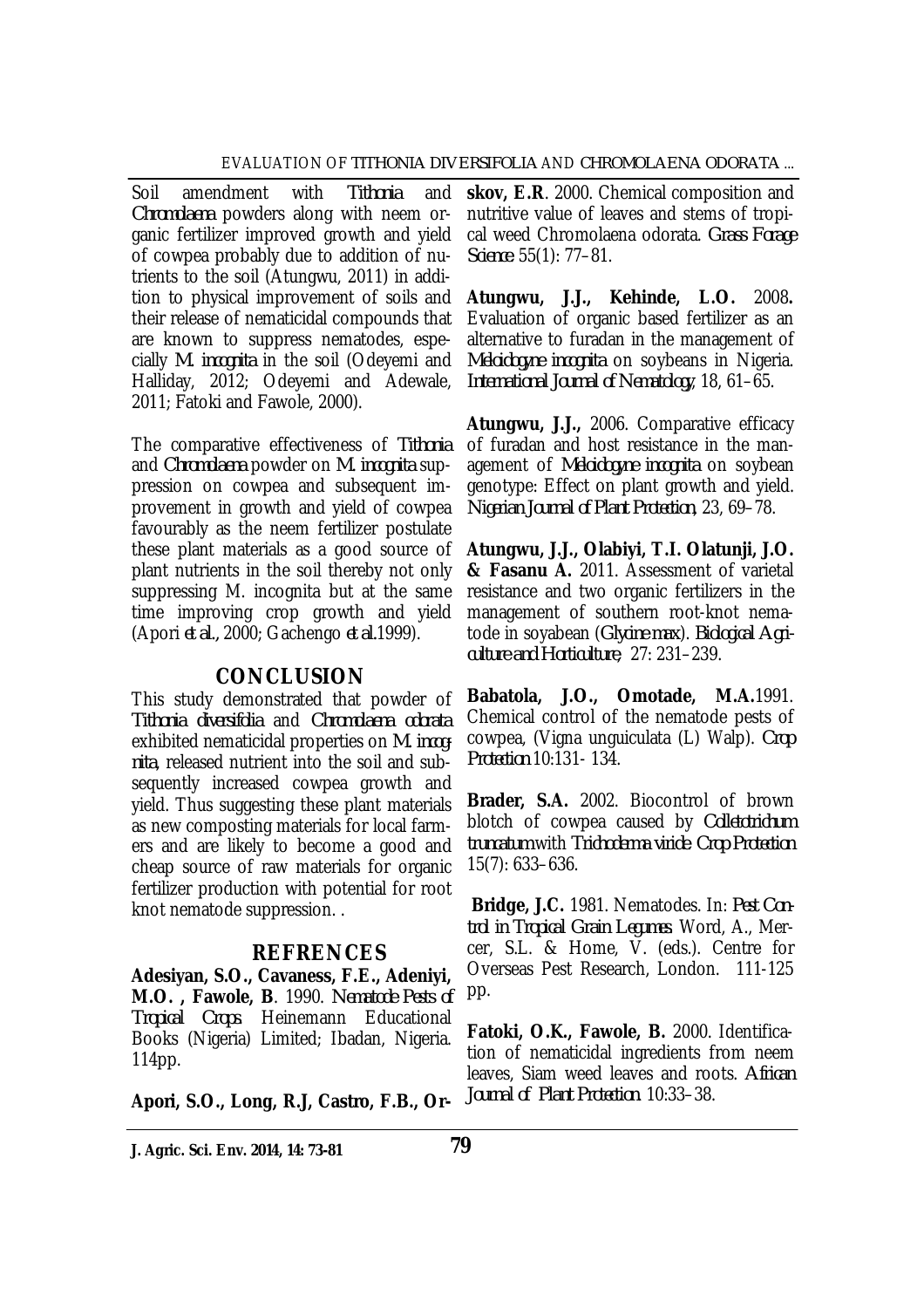Soil amendment with *Tithonia* and *Chromolaena* powders along with neem organic fertilizer improved growth and yield of cowpea probably due to addition of nutrients to the soil (Atungwu, 2011) in addition to physical improvement of soils and their release of nematicidal compounds that are known to suppress nematodes, especially *M. incognita* in the soil (Odeyemi and Halliday, 2012; Odeyemi and Adewale, 2011; Fatoki and Fawole, 2000).

The comparative effectiveness of *Tithonia* and *Chromolaena* powder on *M. incognita* suppression on cowpea and subsequent improvement in growth and yield of cowpea favourably as the neem fertilizer postulate these plant materials as a good source of plant nutrients in the soil thereby not only suppressing M. incognita but at the same time improving crop growth and yield (Apori *et al.*, 2000; Gachengo *et al.*1999).

## CONCLUSION

This study demonstrated that powder of *Tithonia diversifolia* and *Chromolaena odorata* exhibited nematicidal properties on *M. incognita*, released nutrient into the soil and subsequently increased cowpea growth and yield. Thus suggesting these plant materials as new composting materials for local farmers and are likely to become a good and cheap source of raw materials for organic fertilizer production with potential for root knot nematode suppression. .

## REFRENCES

**Adesiyan, S.O., Cavaness, F.E., Adeniyi, M.O. , Fawole, B**. 1990. *Nematode Pests of Tropical Crops*. Heinemann Educational Books (Nigeria) Limited; Ibadan, Nigeria. 114pp.

**Apori, S.O., Long, R.J, Castro, F.B., Orskov, E.R**. 2000. Chemical composition and nutritive value of leaves and stems of tropical weed Chromolaena odorata. *Grass Forage Science* 55(1): 77–81.

**Atungwu, J.J., Kehinde, L.O.** 2008**.** Evaluation of organic based fertilizer as an alternative to furadan in the management of *Meloidogyne incognita* on soybeans in Nigeria. *International Journal of Nematology*, 18, 61–65.

**Atungwu, J.J.,** 2006. Comparative efficacy of furadan and host resistance in the management of *Meloidogyne incognita* on soybean genotype: Effect on plant growth and yield. *Nigerian Journal of Plant Protection*, 23, 69–78.

**Atungwu, J.J., Olabiyi, T.I. Olatunji, J.O. & Fasanu A.** 2011. Assessment of varietal resistance and two organic fertilizers in the management of southern root-knot nematode in soyabean (*Glycine max*). *Biological Agriculture and Horticulture*, 27: 231–239.

**Babatola, J.O., Omotade, M.A.**1991. Chemical control of the nematode pests of cowpea, (Vigna unguiculata (L) Walp). *Crop Protection* 10:131- 134.

**Brader, S.A.** 2002. Biocontrol of brown blotch of cowpea caused by *Colletotrichum truncatum* with *Trichoderma viride*. *Crop Protection* 15(7): 633–636.

**Bridge, J.C.** 1981. Nematodes. In: *Pest Control in Tropical Grain Legumes*. Word, A., Mercer, S.L. & Home, V. (eds.). Centre for Overseas Pest Research, London. 111-125 pp.

**Fatoki, O.K., Fawole, B.** 2000. Identification of nematicidal ingredients from neem leaves, Siam weed leaves and roots. *African Journal of Plant Protection*. 10:33–38.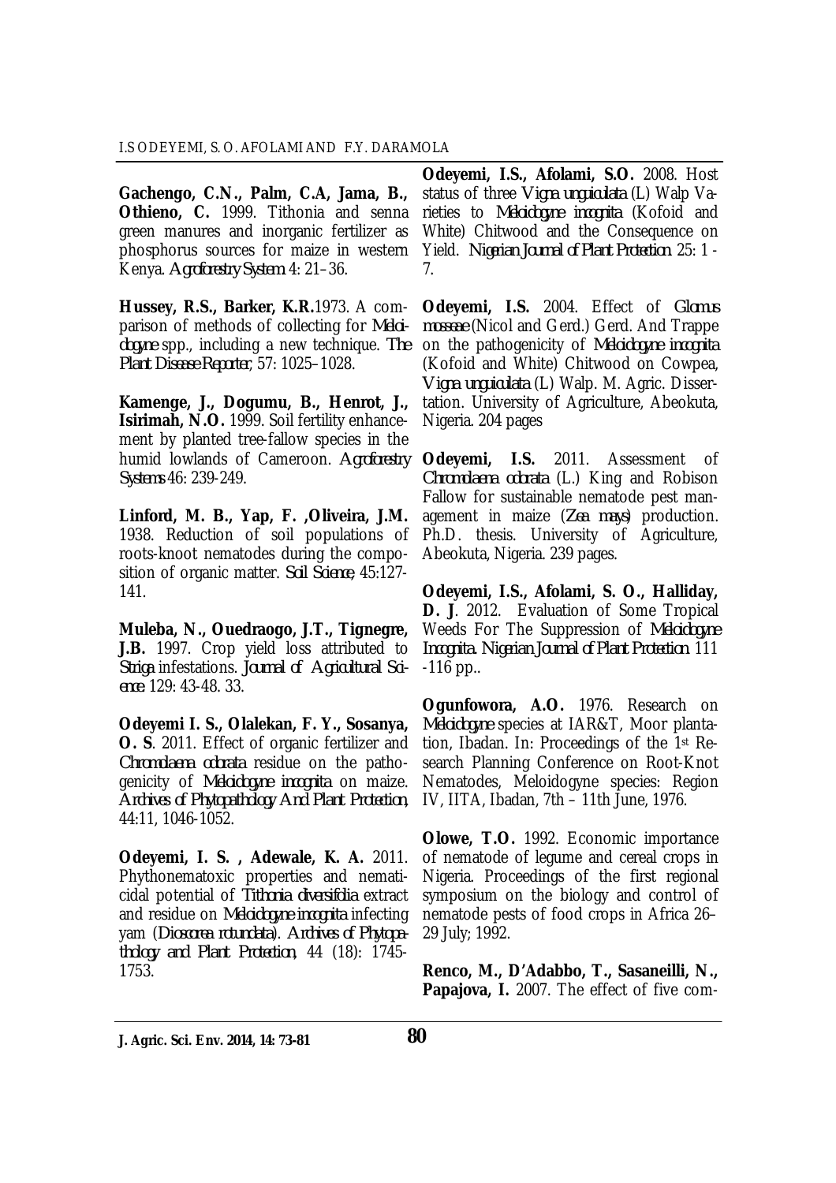**Gachengo, C.N., Palm, C.A, Jama, B., Othieno, C.** 1999. Tithonia and senna green manures and inorganic fertilizer as phosphorus sources for maize in western Kenya. *Agroforestry System.* 4: 21–36.

**Hussey, R.S., Barker, K.R.** 1973. A comparison of methods of collecting for *Meloidogyne* spp., including a new technique. *The Plant Disease Reporter*, 57: 1025–1028.

**Kamenge, J., Dogumu, B., Henrot, J., Isirimah, N.O.** 1999. Soil fertility enhancement by planted tree-fallow species in the humid lowlands of Cameroon. *Agroforestry Systems* 46: 239-249.

**Linford, M. B., Yap, F. ,Oliveira, J.M.** 1938. Reduction of soil populations of roots-knoot nematodes during the composition of organic matter. *Soil Science,* 45:127-141.

**Muleba, N., Ouedraogo, J.T., Tignegre, J.B.** 1997. Crop yield loss attributed to *Striga* infestations. *Journal of Agricultural Science.* 129: 43-48. 33.

**Odeyemi I. S., Olalekan, F. Y., Sosanya, O. S**. 2011. Effect of organic fertilizer and *Chromolaena odorata* residue on the pathogenicity of *Meloidogyne incognita* on maize. *Archives of Phytopathology And Plant Protection,* 44:11, 1046-1052.

**Odeyemi, I. S. , Adewale, K. A.** 2011. Phythonematoxic properties and nematicidal potential of *Tithonia diversifolia* extract and residue on *Meloidogyne incognita* infecting yam (*Dioscorea rotundata*). *Archives of Phytopathology and Plant Protection,* 44 (18): 1745-1753.

**Odeyemi, I.S., Afolami, S.O.** 2008. Host status of three *Vigna unguiculata* (L) Walp Varieties to *Meloidogyne incognita* (Kofoid and White) Chitwood and the Consequence on Yield. *Nigerian Journal of Plant Protection.* 25: 1 - 7.

**Odeyemi, I.S.** 2004. Effect of *Glomus mosseae* (Nicol and Gerd.) Gerd. And Trappe on the pathogenicity of *Meloidogyne incognita* (Kofoid and White) Chitwood on Cowpea, *Vigna unguiculata* (L) Walp. M. Agric. Dissertation. University of Agriculture, Abeokuta, Nigeria. 204 pages

**Odeyemi, I.S.** 2011. Assessment of *Chromolaena odorata* (L.) King and Robison Fallow for sustainable nematode pest management in maize (*Zea mays*) production. Ph.D. thesis. University of Agriculture, Abeokuta, Nigeria. 239 pages.

**Odeyemi, I.S., Afolami, S. O., Halliday, D. J**. 2012. Evaluation of Some Tropical Weeds For The Suppression of *Meloidogyne Incognita*. *Nigerian Journal of Plant Protection.* 111 -116 pp..

**Ogunfowora, A.O.** 1976. Research on *Meloidogyne* species at IAR&T, Moor plantation, Ibadan. In: Proceedings of the 1st Research Planning Conference on Root-Knot Nematodes, Meloidogyne species: Region IV, IITA, Ibadan, 7th – 11th June, 1976.

**Olowe, T.O.** 1992. Economic importance of nematode of legume and cereal crops in Nigeria. Proceedings of the first regional symposium on the biology and control of nematode pests of food crops in Africa 26–29 July; 1992.

**Renco, M., D'Adabbo, T., Sasaneilli, N., Papajova, I.** 2007. The effect of five com-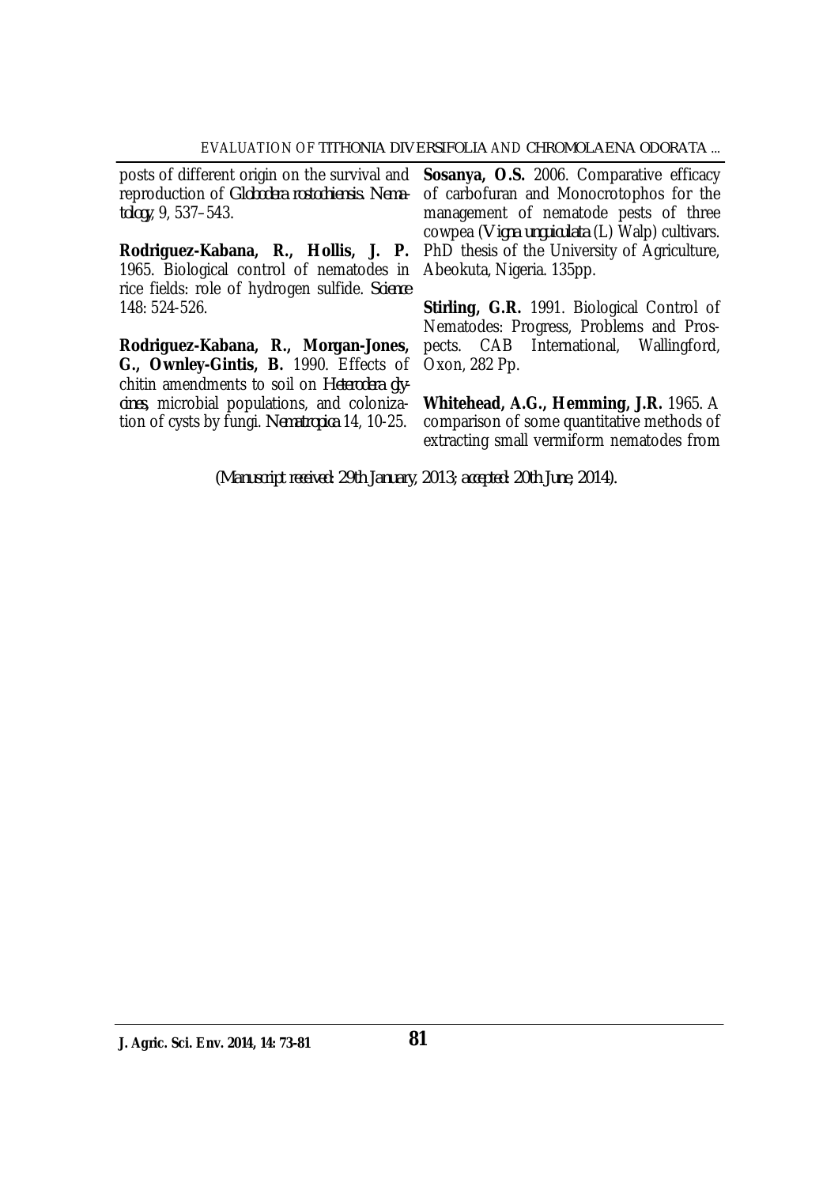posts of different origin on the survival and reproduction of *Globodera rostochiensis*. *Nematology*, 9, 537–543.

**Rodriguez-Kabana, R., Hollis, J. P.** 1965. Biological control of nematodes in rice fields: role of hydrogen sulfide. *Science* 148: 524-526.

**Rodriguez-Kabana, R., Morgan-Jones, G., Ownley-Gintis, B.** 1990. Effects of chitin amendments to soil on *Heterodera glycines*, microbial populations, and colonization of cysts by fungi. *Nematropica* 14, 10-25.

**Sosanya, O.S.** 2006. Comparative efficacy of carbofuran and Monocrotophos for the management of nematode pests of three cowpea (*Vigna unguiculata* (L) Walp) cultivars. PhD thesis of the University of Agriculture, Abeokuta, Nigeria. 135pp.

**Stirling, G.R.** 1991. Biological Control of Nematodes: Progress, Problems and Prospects. CAB International, Wallingford, Oxon, 282 Pp.

**Whitehead, A.G., Hemming, J.R.** 1965. A comparison of some quantitative methods of extracting small vermiform nematodes from

*(Manuscript received: 29th January, 2013; accepted: 20th June, 2014).*